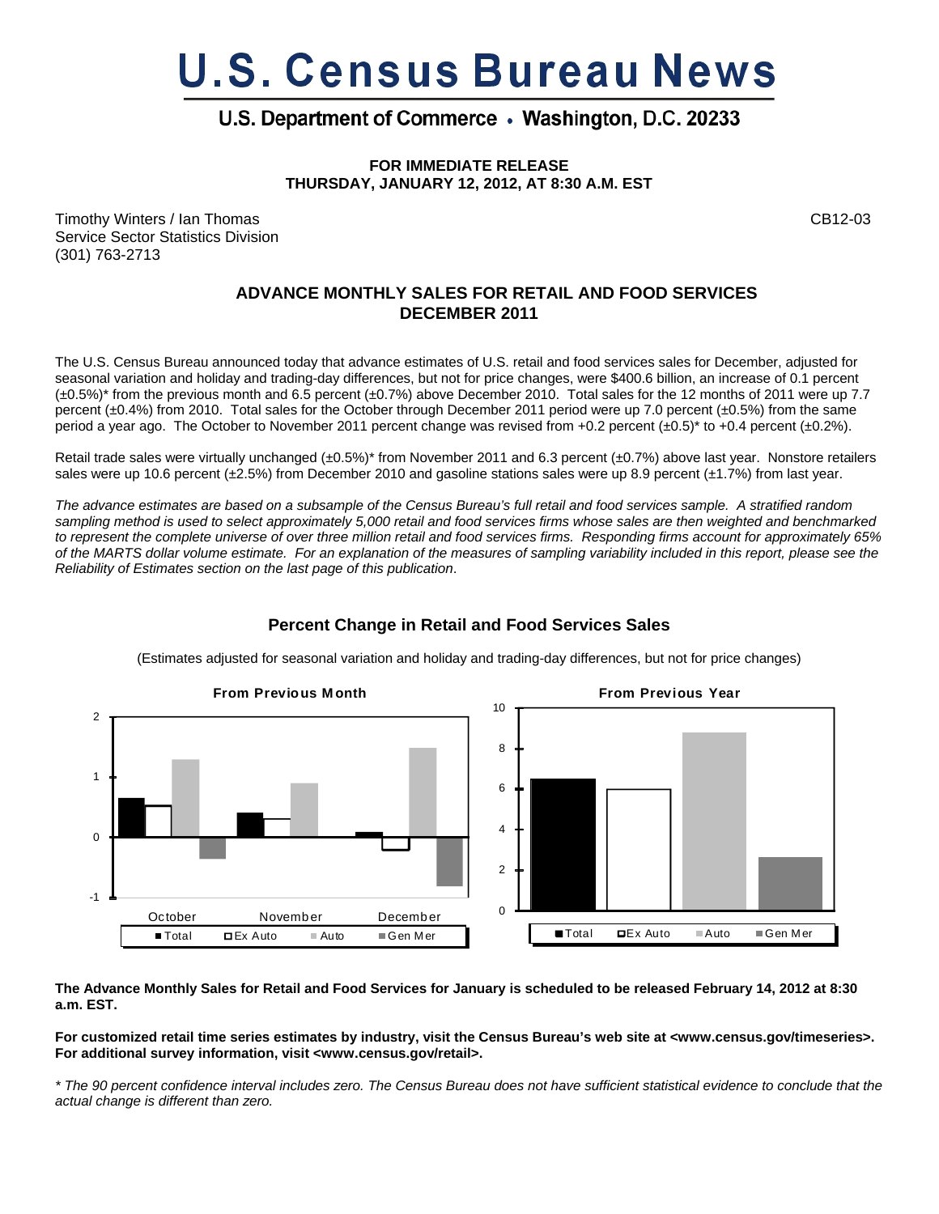# U.S. Census Bureau News

## U.S. Department of Commerce • Washington, D.C. 20233

**FOR IMMEDIATE RELEASE**
**THURSDAY, JANUARY 12, 2012, AT 8:30 A.M. EST**

Timothy Winters / Ian Thomas
Service Sector Statistics Division
(301) 763-2713

CB12-03

### ADVANCE MONTHLY SALES FOR RETAIL AND FOOD SERVICES DECEMBER 2011

The U.S. Census Bureau announced today that advance estimates of U.S. retail and food services sales for December, adjusted for seasonal variation and holiday and trading-day differences, but not for price changes, were $400.6 billion, an increase of 0.1 percent (±0.5%)* from the previous month and 6.5 percent (±0.7%) above December 2010. Total sales for the 12 months of 2011 were up 7.7 percent (±0.4%) from 2010. Total sales for the October through December 2011 period were up 7.0 percent (±0.5%) from the same period a year ago. The October to November 2011 percent change was revised from +0.2 percent (±0.5)* to +0.4 percent (±0.2%).

Retail trade sales were virtually unchanged (±0.5%)* from November 2011 and 6.3 percent (±0.7%) above last year. Nonstore retailers sales were up 10.6 percent (±2.5%) from December 2010 and gasoline stations sales were up 8.9 percent (±1.7%) from last year.

*The advance estimates are based on a subsample of the Census Bureau's full retail and food services sample. A stratified random sampling method is used to select approximately 5,000 retail and food services firms whose sales are then weighted and benchmarked to represent the complete universe of over three million retail and food services firms. Responding firms account for approximately 65% of the MARTS dollar volume estimate. For an explanation of the measures of sampling variability included in this report, please see the Reliability of Estimates section on the last page of this publication*.

### Percent Change in Retail and Food Services Sales

(Estimates adjusted for seasonal variation and holiday and trading-day differences, but not for price changes)

**The Advance Monthly Sales for Retail and Food Services for January is scheduled to be released February 14, 2012 at 8:30 a.m. EST.**

**For customized retail time series estimates by industry, visit the Census Bureau's web site at <www.census.gov/timeseries>. For additional survey information, visit <www.census.gov/retail>.**

*\* The 90 percent confidence interval includes zero. The Census Bureau does not have sufficient statistical evidence to conclude that the actual change is different than zero.*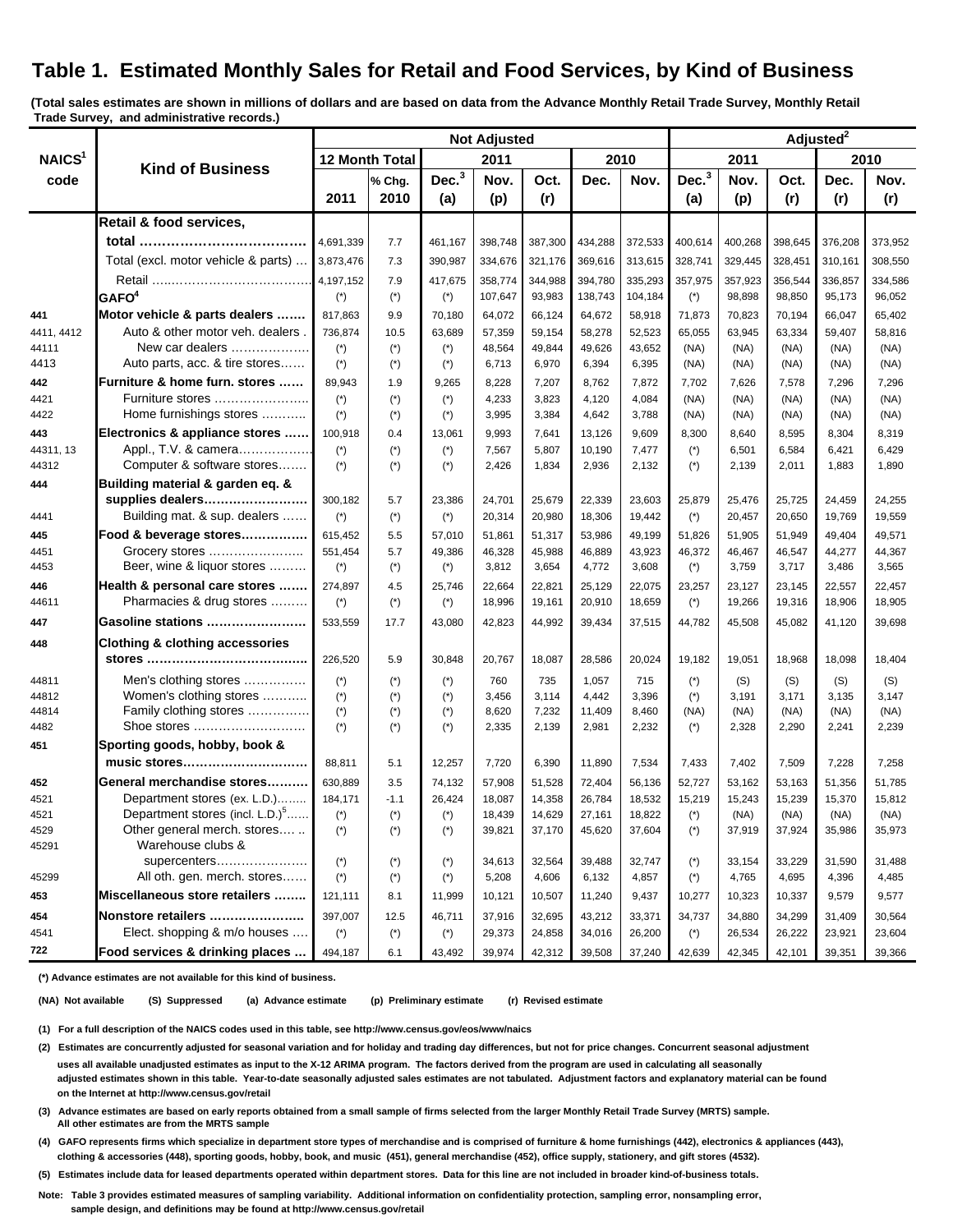# Table 1. Estimated Monthly Sales for Retail and Food Services, by Kind of Business

**(Total sales estimates are shown in millions of dollars and are based on data from the Advance Monthly Retail Trade Survey, Monthly Retail Trade Survey, and administrative records.)**

| NAICS[1] code | Kind of Business | Not Adjusted | | | | | | | Adjusted[2] | | | | |
|---|---|---|---|---|---|---|---|---|---|---|---|---|---|
| | | 12 Month Total | | 2011 | | | 2010 | | 2011 | | | 2010 | |
| | | 2011 | % Chg. 2010 | Dec.[3] (a) | Nov. (p) | Oct. (r) | Dec. | Nov. | Dec.[3] (a) | Nov. (p) | Oct. (r) | Dec. (r) | Nov. (r) |
| | **Retail & food services, total ……………………………** | 4,691,339 | 7.7 | 461,167 | 398,748 | 387,300 | 434,288 | 372,533 | 400,614 | 400,268 | 398,645 | 376,208 | 373,952 |
| | Total (excl. motor vehicle & parts) … | 3,873,476 | 7.3 | 390,987 | 334,676 | 321,176 | 369,616 | 313,615 | 328,741 | 329,445 | 328,451 | 310,161 | 308,550 |
| | Retail ……………………………… | 4,197,152 | 7.9 | 417,675 | 358,774 | 344,988 | 394,780 | 335,293 | 357,975 | 357,923 | 356,544 | 336,857 | 334,586 |
| | **GAFO[4]** | (*) | (*) | (*) | 107,647 | 93,983 | 138,743 | 104,184 | (*) | 98,898 | 98,850 | 95,173 | 96,052 |
| **441** | **Motor vehicle & parts dealers …….** | 817,863 | 9.9 | 70,180 | 64,072 | 66,124 | 64,672 | 58,918 | 71,873 | 70,823 | 70,194 | 66,047 | 65,402 |
| 4411, 4412 | Auto & other motor veh. dealers . | 736,874 | 10.5 | 63,689 | 57,359 | 59,154 | 58,278 | 52,523 | 65,055 | 63,945 | 63,334 | 59,407 | 58,816 |
| 44111 | New car dealers ……………… | (*) | (*) | (*) | 48,564 | 49,844 | 49,626 | 43,652 | (NA) | (NA) | (NA) | (NA) | (NA) |
| 4413 | Auto parts, acc. & tire stores…… | (*) | (*) | (*) | 6,713 | 6,970 | 6,394 | 6,395 | (NA) | (NA) | (NA) | (NA) | (NA) |
| **442** | **Furniture & home furn. stores ……** | 89,943 | 1.9 | 9,265 | 8,228 | 7,207 | 8,762 | 7,872 | 7,702 | 7,626 | 7,578 | 7,296 | 7,296 |
| 4421 | Furniture stores ………………….. | (*) | (*) | (*) | 4,233 | 3,823 | 4,120 | 4,084 | (NA) | (NA) | (NA) | (NA) | (NA) |
| 4422 | Home furnishings stores ……….. | (*) | (*) | (*) | 3,995 | 3,384 | 4,642 | 3,788 | (NA) | (NA) | (NA) | (NA) | (NA) |
| **443** | **Electronics & appliance stores ……** | 100,918 | 0.4 | 13,061 | 9,993 | 7,641 | 13,126 | 9,609 | 8,300 | 8,640 | 8,595 | 8,304 | 8,319 |
| 44311, 13 | Appl., T.V. & camera……………. | (*) | (*) | (*) | 7,567 | 5,807 | 10,190 | 7,477 | (*) | 6,501 | 6,584 | 6,421 | 6,429 |
| 44312 | Computer & software stores……. | (*) | (*) | (*) | 2,426 | 1,834 | 2,936 | 2,132 | (*) | 2,139 | 2,011 | 1,883 | 1,890 |
| **444** | **Building material & garden eq. & supplies dealers……………………** | 300,182 | 5.7 | 23,386 | 24,701 | 25,679 | 22,339 | 23,603 | 25,879 | 25,476 | 25,725 | 24,459 | 24,255 |
| 4441 | Building mat. & sup. dealers …… | (*) | (*) | (*) | 20,314 | 20,980 | 18,306 | 19,442 | (*) | 20,457 | 20,650 | 19,769 | 19,559 |
| **445** | **Food & beverage stores……………** | 615,452 | 5.5 | 57,010 | 51,861 | 51,317 | 53,986 | 49,199 | 51,826 | 51,905 | 51,949 | 49,404 | 49,571 |
| 4451 | Grocery stores ………………….. | 551,454 | 5.7 | 49,386 | 46,328 | 45,988 | 46,889 | 43,923 | 46,372 | 46,467 | 46,547 | 44,277 | 44,367 |
| 4453 | Beer, wine & liquor stores ……… | (*) | (*) | (*) | 3,812 | 3,654 | 4,772 | 3,608 | (*) | 3,759 | 3,717 | 3,486 | 3,565 |
| **446** | **Health & personal care stores …….** | 274,897 | 4.5 | 25,746 | 22,664 | 22,821 | 25,129 | 22,075 | 23,257 | 23,127 | 23,145 | 22,557 | 22,457 |
| 44611 | Pharmacies & drug stores ……… | (*) | (*) | (*) | 18,996 | 19,161 | 20,910 | 18,659 | (*) | 19,266 | 19,316 | 18,906 | 18,905 |
| **447** | **Gasoline stations ……………………** | 533,559 | 17.7 | 43,080 | 42,823 | 44,992 | 39,434 | 37,515 | 44,782 | 45,508 | 45,082 | 41,120 | 39,698 |
| **448** | **Clothing & clothing accessories stores ………………………………..** | 226,520 | 5.9 | 30,848 | 20,767 | 18,087 | 28,586 | 20,024 | 19,182 | 19,051 | 18,968 | 18,098 | 18,404 |
| 44811 | Men's clothing stores …………… | (*) | (*) | (*) | 760 | 735 | 1,057 | 715 | (*) | (S) | (S) | (S) | (S) |
| 44812 | Women's clothing stores ……….. | (*) | (*) | (*) | 3,456 | 3,114 | 4,442 | 3,396 | (*) | 3,191 | 3,171 | 3,135 | 3,147 |
| 44814 | Family clothing stores …………… | (*) | (*) | (*) | 8,620 | 7,232 | 11,409 | 8,460 | (NA) | (NA) | (NA) | (NA) | (NA) |
| 4482 | Shoe stores ……………………… | (*) | (*) | (*) | 2,335 | 2,139 | 2,981 | 2,232 | (*) | 2,328 | 2,290 | 2,241 | 2,239 |
| **451** | **Sporting goods, hobby, book & music stores………………………** | 88,811 | 5.1 | 12,257 | 7,720 | 6,390 | 11,890 | 7,534 | 7,433 | 7,402 | 7,509 | 7,228 | 7,258 |
| **452** | **General merchandise stores……….** | 630,889 | 3.5 | 74,132 | 57,908 | 51,528 | 72,404 | 56,136 | 52,727 | 53,162 | 53,163 | 51,356 | 51,785 |
| 4521 | Department stores (ex. L.D.)…….. | 184,171 | -1.1 | 26,424 | 18,087 | 14,358 | 26,784 | 18,532 | 15,219 | 15,243 | 15,239 | 15,370 | 15,812 |
| 4521 | Department stores (incl. L.D.)[5]…… | (*) | (*) | (*) | 18,439 | 14,629 | 27,161 | 18,822 | (*) | (NA) | (NA) | (NA) | (NA) |
| 4529 | Other general merch. stores…. .. | (*) | (*) | (*) | 39,821 | 37,170 | 45,620 | 37,604 | (*) | 37,919 | 37,924 | 35,986 | 35,973 |
| 45291 | Warehouse clubs & supercenters………………… | (*) | (*) | (*) | 34,613 | 32,564 | 39,488 | 32,747 | (*) | 33,154 | 33,229 | 31,590 | 31,488 |
| 45299 | All oth. gen. merch. stores…… | (*) | (*) | (*) | 5,208 | 4,606 | 6,132 | 4,857 | (*) | 4,765 | 4,695 | 4,396 | 4,485 |
| **453** | **Miscellaneous store retailers ……..** | 121,111 | 8.1 | 11,999 | 10,121 | 10,507 | 11,240 | 9,437 | 10,277 | 10,323 | 10,337 | 9,579 | 9,577 |
| **454** | **Nonstore retailers …………………..** | 397,007 | 12.5 | 46,711 | 37,916 | 32,695 | 43,212 | 33,371 | 34,737 | 34,880 | 34,299 | 31,409 | 30,564 |
| 4541 | Elect. shopping & m/o houses …. | (*) | (*) | (*) | 29,373 | 24,858 | 34,016 | 26,200 | (*) | 26,534 | 26,222 | 23,921 | 23,604 |
| **722** | **Food services & drinking places …** | 494,187 | 6.1 | 43,492 | 39,974 | 42,312 | 39,508 | 37,240 | 42,639 | 42,345 | 42,101 | 39,351 | 39,366 |

**(*) Advance estimates are not available for this kind of business.**

**(NA) Not available (S) Suppressed (a) Advance estimate (p) Preliminary estimate (r) Revised estimate**

**(1) For a full description of the NAICS codes used in this table, see http://www.census.gov/eos/www/naics**

**(2) Estimates are concurrently adjusted for seasonal variation and for holiday and trading day differences, but not for price changes. Concurrent seasonal adjustment uses all available unadjusted estimates as input to the X-12 ARIMA program. The factors derived from the program are used in calculating all seasonally adjusted estimates shown in this table. Year-to-date seasonally adjusted sales estimates are not tabulated. Adjustment factors and explanatory material can be found on the Internet at http://www.census.gov/retail**

**(3) Advance estimates are based on early reports obtained from a small sample of firms selected from the larger Monthly Retail Trade Survey (MRTS) sample. All other estimates are from the MRTS sample**

**(4) GAFO represents firms which specialize in department store types of merchandise and is comprised of furniture & home furnishings (442), electronics & appliances (443), clothing & accessories (448), sporting goods, hobby, book, and music (451), general merchandise (452), office supply, stationery, and gift stores (4532).**

**(5) Estimates include data for leased departments operated within department stores. Data for this line are not included in broader kind-of-business totals.**

**Note: Table 3 provides estimated measures of sampling variability. Additional information on confidentiality protection, sampling error, nonsampling error, sample design, and definitions may be found at http://www.census.gov/retail**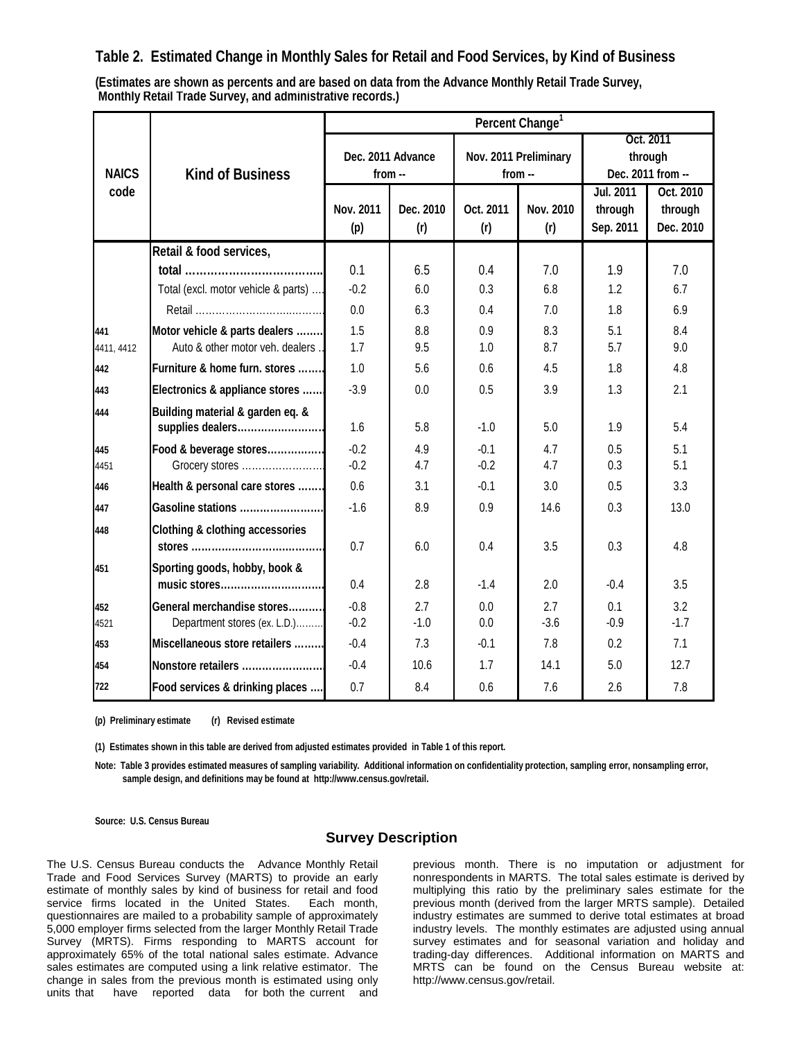## Table 2. Estimated Change in Monthly Sales for Retail and Food Services, by Kind of Business

**(Estimates are shown as percents and are based on data from the Advance Monthly Retail Trade Survey, Monthly Retail Trade Survey, and administrative records.)**

| NAICS code | Kind of Business | Percent Change[1] | | | | | |
|---|---|---|---|---|---|---|---|
| | | Dec. 2011 Advance from -- | | Nov. 2011 Preliminary from -- | | Oct. 2011 through Dec. 2011 from -- | |
| | | Nov. 2011 (p) | Dec. 2010 (r) | Oct. 2011 (r) | Nov. 2010 (r) | Jul. 2011 through Sep. 2011 | Oct. 2010 through Dec. 2010 |
| | **Retail & food services, total** | 0.1 | 6.5 | 0.4 | 7.0 | 1.9 | 7.0 |
| | Total (excl. motor vehicle & parts) | -0.2 | 6.0 | 0.3 | 6.8 | 1.2 | 6.7 |
| | Retail | 0.0 | 6.3 | 0.4 | 7.0 | 1.8 | 6.9 |
| 441 | **Motor vehicle & parts dealers** | 1.5 | 8.8 | 0.9 | 8.3 | 5.1 | 8.4 |
| 4411, 4412 | Auto & other motor veh. dealers | 1.7 | 9.5 | 1.0 | 8.7 | 5.7 | 9.0 |
| 442 | **Furniture & home furn. stores** | 1.0 | 5.6 | 0.6 | 4.5 | 1.8 | 4.8 |
| 443 | **Electronics & appliance stores** | -3.9 | 0.0 | 0.5 | 3.9 | 1.3 | 2.1 |
| 444 | **Building material & garden eq. & supplies dealers** | 1.6 | 5.8 | -1.0 | 5.0 | 1.9 | 5.4 |
| 445 | **Food & beverage stores** | -0.2 | 4.9 | -0.1 | 4.7 | 0.5 | 5.1 |
| 4451 | Grocery stores | -0.2 | 4.7 | -0.2 | 4.7 | 0.3 | 5.1 |
| 446 | **Health & personal care stores** | 0.6 | 3.1 | -0.1 | 3.0 | 0.5 | 3.3 |
| 447 | **Gasoline stations** | -1.6 | 8.9 | 0.9 | 14.6 | 0.3 | 13.0 |
| 448 | **Clothing & clothing accessories stores** | 0.7 | 6.0 | 0.4 | 3.5 | 0.3 | 4.8 |
| 451 | **Sporting goods, hobby, book & music stores** | 0.4 | 2.8 | -1.4 | 2.0 | -0.4 | 3.5 |
| 452 | **General merchandise stores** | -0.8 | 2.7 | 0.0 | 2.7 | 0.1 | 3.2 |
| 4521 | Department stores (ex. L.D.) | -0.2 | -1.0 | 0.0 | -3.6 | -0.9 | -1.7 |
| 453 | **Miscellaneous store retailers** | -0.4 | 7.3 | -0.1 | 7.8 | 0.2 | 7.1 |
| 454 | **Nonstore retailers** | -0.4 | 10.6 | 1.7 | 14.1 | 5.0 | 12.7 |
| 722 | **Food services & drinking places** | 0.7 | 8.4 | 0.6 | 7.6 | 2.6 | 7.8 |

(p) Preliminary estimate (r) Revised estimate

(1) Estimates shown in this table are derived from adjusted estimates provided in Table 1 of this report.

Note: Table 3 provides estimated measures of sampling variability. Additional information on confidentiality protection, sampling error, nonsampling error, sample design, and definitions may be found at http://www.census.gov/retail.

Source: U.S. Census Bureau

## Survey Description

The U.S. Census Bureau conducts the Advance Monthly Retail Trade and Food Services Survey (MARTS) to provide an early estimate of monthly sales by kind of business for retail and food service firms located in the United States. Each month, questionnaires are mailed to a probability sample of approximately 5,000 employer firms selected from the larger Monthly Retail Trade Survey (MRTS). Firms responding to MARTS account for approximately 65% of the total national sales estimate. Advance sales estimates are computed using a link relative estimator. The change in sales from the previous month is estimated using only units that have reported data for both the current and previous month. There is no imputation or adjustment for nonrespondents in MARTS. The total sales estimate is derived by multiplying this ratio by the preliminary sales estimate for the previous month (derived from the larger MRTS sample). Detailed industry estimates are summed to derive total estimates at broad industry levels. The monthly estimates are adjusted using annual survey estimates and for seasonal variation and holiday and trading-day differences. Additional information on MARTS and MRTS can be found on the Census Bureau website at: http://www.census.gov/retail.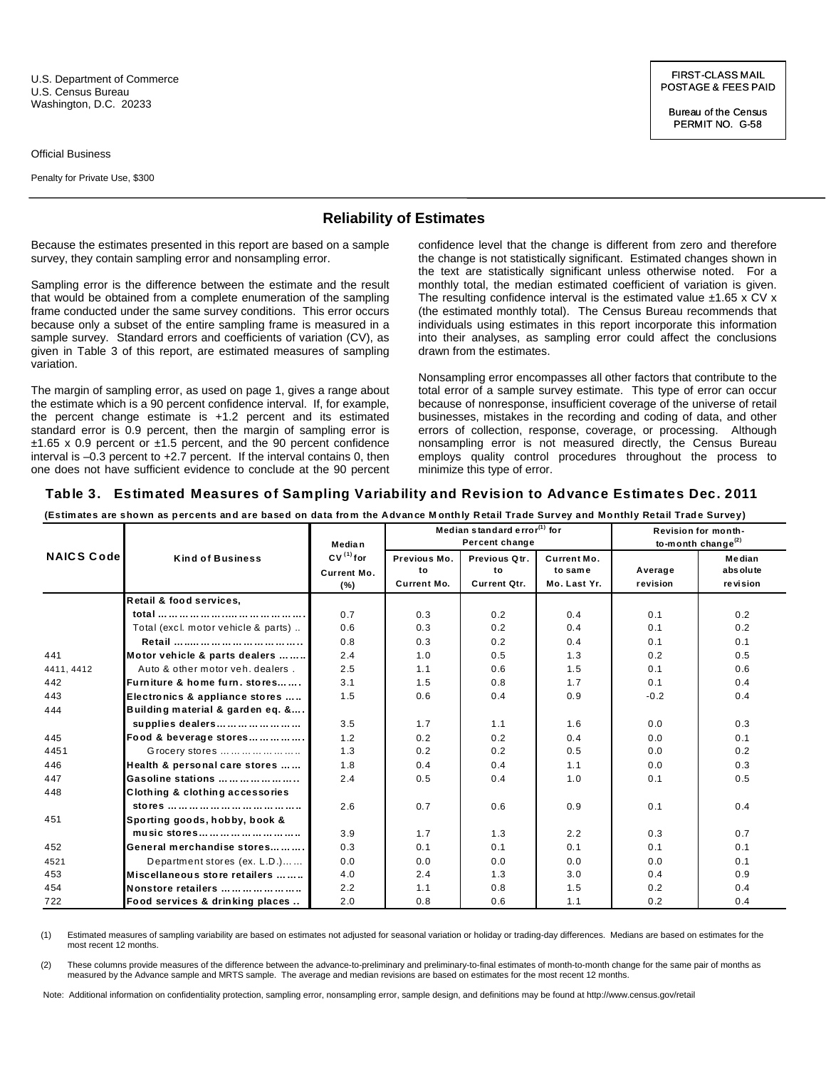U.S. Department of Commerce
U.S. Census Bureau
Washington, D.C. 20233

Official Business

Penalty for Private Use, $300

FIRST-CLASS MAIL
POSTAGE & FEES PAID

Bureau of the Census
PERMIT NO. G-58

## Reliability of Estimates

Because the estimates presented in this report are based on a sample survey, they contain sampling error and nonsampling error.

Sampling error is the difference between the estimate and the result that would be obtained from a complete enumeration of the sampling frame conducted under the same survey conditions. This error occurs because only a subset of the entire sampling frame is measured in a sample survey. Standard errors and coefficients of variation (CV), as given in Table 3 of this report, are estimated measures of sampling variation.

The margin of sampling error, as used on page 1, gives a range about the estimate which is a 90 percent confidence interval. If, for example, the percent change estimate is +1.2 percent and its estimated standard error is 0.9 percent, then the margin of sampling error is ±1.65 x 0.9 percent or ±1.5 percent, and the 90 percent confidence interval is –0.3 percent to +2.7 percent. If the interval contains 0, then one does not have sufficient evidence to conclude at the 90 percent confidence level that the change is different from zero and therefore the change is not statistically significant. Estimated changes shown in the text are statistically significant unless otherwise noted. For a monthly total, the median estimated coefficient of variation is given. The resulting confidence interval is the estimated value ±1.65 x CV x (the estimated monthly total). The Census Bureau recommends that individuals using estimates in this report incorporate this information into their analyses, as sampling error could affect the conclusions drawn from the estimates.

Nonsampling error encompasses all other factors that contribute to the total error of a sample survey estimate. This type of error can occur because of nonresponse, insufficient coverage of the universe of retail businesses, mistakes in the recording and coding of data, and other errors of collection, response, coverage, or processing. Although nonsampling error is not measured directly, the Census Bureau employs quality control procedures throughout the process to minimize this type of error.

### Table 3. Estimated Measures of Sampling Variability and Revision to Advance Estimates Dec. 2011

**(Estimates are shown as percents and are based on data from the Advance Monthly Retail Trade Survey and Monthly Retail Trade Survey)**

| NAICS Code | Kind of Business | Median CV [1] for Current Mo. (%) | Median standard error [1] for Percent change | | | Revision for month-to-month change [2] | |
|---|---|---|---|---|---|---|---|
| | | | Previous Mo. to Current Mo. | Previous Qtr. to Current Qtr. | Current Mo. to same Mo. Last Yr. | Average revision | Median absolute revision |
| | **Retail & food services, total** | 0.7 | 0.3 | 0.2 | 0.4 | 0.1 | 0.2 |
| | Total (excl. motor vehicle & parts) | 0.6 | 0.3 | 0.2 | 0.4 | 0.1 | 0.2 |
| | **Retail** | 0.8 | 0.3 | 0.2 | 0.4 | 0.1 | 0.1 |
| 441 | **Motor vehicle & parts dealers** | 2.4 | 1.0 | 0.5 | 1.3 | 0.2 | 0.5 |
| 4411, 4412 | Auto & other motor veh. dealers | 2.5 | 1.1 | 0.6 | 1.5 | 0.1 | 0.6 |
| 442 | **Furniture & home furn. stores** | 3.1 | 1.5 | 0.8 | 1.7 | 0.1 | 0.4 |
| 443 | **Electronics & appliance stores** | 1.5 | 0.6 | 0.4 | 0.9 | -0.2 | 0.4 |
| 444 | **Building material & garden eq. & supplies dealers** | 3.5 | 1.7 | 1.1 | 1.6 | 0.0 | 0.3 |
| 445 | **Food & beverage stores** | 1.2 | 0.2 | 0.2 | 0.4 | 0.0 | 0.1 |
| 4451 | Grocery stores | 1.3 | 0.2 | 0.2 | 0.5 | 0.0 | 0.2 |
| 446 | **Health & personal care stores** | 1.8 | 0.4 | 0.4 | 1.1 | 0.0 | 0.3 |
| 447 | **Gasoline stations** | 2.4 | 0.5 | 0.4 | 1.0 | 0.1 | 0.5 |
| 448 | **Clothing & clothing accessories stores** | 2.6 | 0.7 | 0.6 | 0.9 | 0.1 | 0.4 |
| 451 | **Sporting goods, hobby, book & music stores** | 3.9 | 1.7 | 1.3 | 2.2 | 0.3 | 0.7 |
| 452 | **General merchandise stores** | 0.3 | 0.1 | 0.1 | 0.1 | 0.1 | 0.1 |
| 4521 | Department stores (ex. L.D.) | 0.0 | 0.0 | 0.0 | 0.0 | 0.0 | 0.1 |
| 453 | **Miscellaneous store retailers** | 4.0 | 2.4 | 1.3 | 3.0 | 0.4 | 0.9 |
| 454 | **Nonstore retailers** | 2.2 | 1.1 | 0.8 | 1.5 | 0.2 | 0.4 |
| 722 | **Food services & drinking places** | 2.0 | 0.8 | 0.6 | 1.1 | 0.2 | 0.4 |

(1) Estimated measures of sampling variability are based on estimates not adjusted for seasonal variation or holiday or trading-day differences. Medians are based on estimates for the most recent 12 months.

(2) These columns provide measures of the difference between the advance-to-preliminary and preliminary-to-final estimates of month-to-month change for the same pair of months as measured by the Advance sample and MRTS sample. The average and median revisions are based on estimates for the most recent 12 months.

Note: Additional information on confidentiality protection, sampling error, nonsampling error, sample design, and definitions may be found at http://www.census.gov/retail